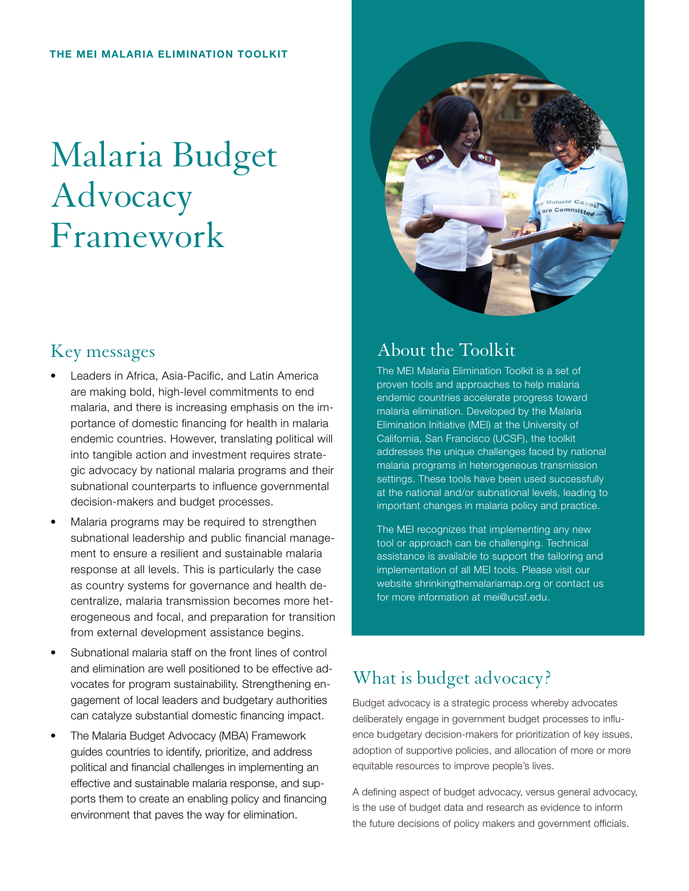THE MEI MALARIA ELIMINATION TOOLKIT

# Malaria Budget Advocacy Framework

## Key messages

- Leaders in Africa, Asia-Pacific, and Latin America are making bold, high-level commitments to end malaria, and there is increasing emphasis on the importance of domestic financing for health in malaria endemic countries. However, translating political will into tangible action and investment requires strategic advocacy by national malaria programs and their subnational counterparts to influence governmental decision-makers and budget processes.
- Malaria programs may be required to strengthen subnational leadership and public financial management to ensure a resilient and sustainable malaria response at all levels. This is particularly the case as country systems for governance and health decentralize, malaria transmission becomes more heterogeneous and focal, and preparation for transition from external development assistance begins.
- Subnational malaria staff on the front lines of control and elimination are well positioned to be effective advocates for program sustainability. Strengthening engagement of local leaders and budgetary authorities can catalyze substantial domestic financing impact.
- The Malaria Budget Advocacy (MBA) Framework guides countries to identify, prioritize, and address political and financial challenges in implementing an effective and sustainable malaria response, and supports them to create an enabling policy and financing environment that paves the way for elimination.

## About the Toolkit

The MEI Malaria Elimination Toolkit is a set of proven tools and approaches to help malaria endemic countries accelerate progress toward malaria elimination. Developed by the Malaria Elimination Initiative (MEI) at the University of California, San Francisco (UCSF), the toolkit addresses the unique challenges faced by national malaria programs in heterogeneous transmission settings. These tools have been used successfully at the national and/or subnational levels, leading to important changes in malaria policy and practice.

The MEI recognizes that implementing any new tool or approach can be challenging. Technical assistance is available to support the tailoring and implementation of all MEI tools. Please visit our website shrinkingthemalariamap.org or contact us for more information at mei@ucsf.edu.

## What is budget advocacy?

Budget advocacy is a strategic process whereby advocates deliberately engage in government budget processes to influence budgetary decision-makers for prioritization of key issues, adoption of supportive policies, and allocation of more or more equitable resources to improve people's lives.

A defining aspect of budget advocacy, versus general advocacy, is the use of budget data and research as evidence to inform the future decisions of policy makers and government officials.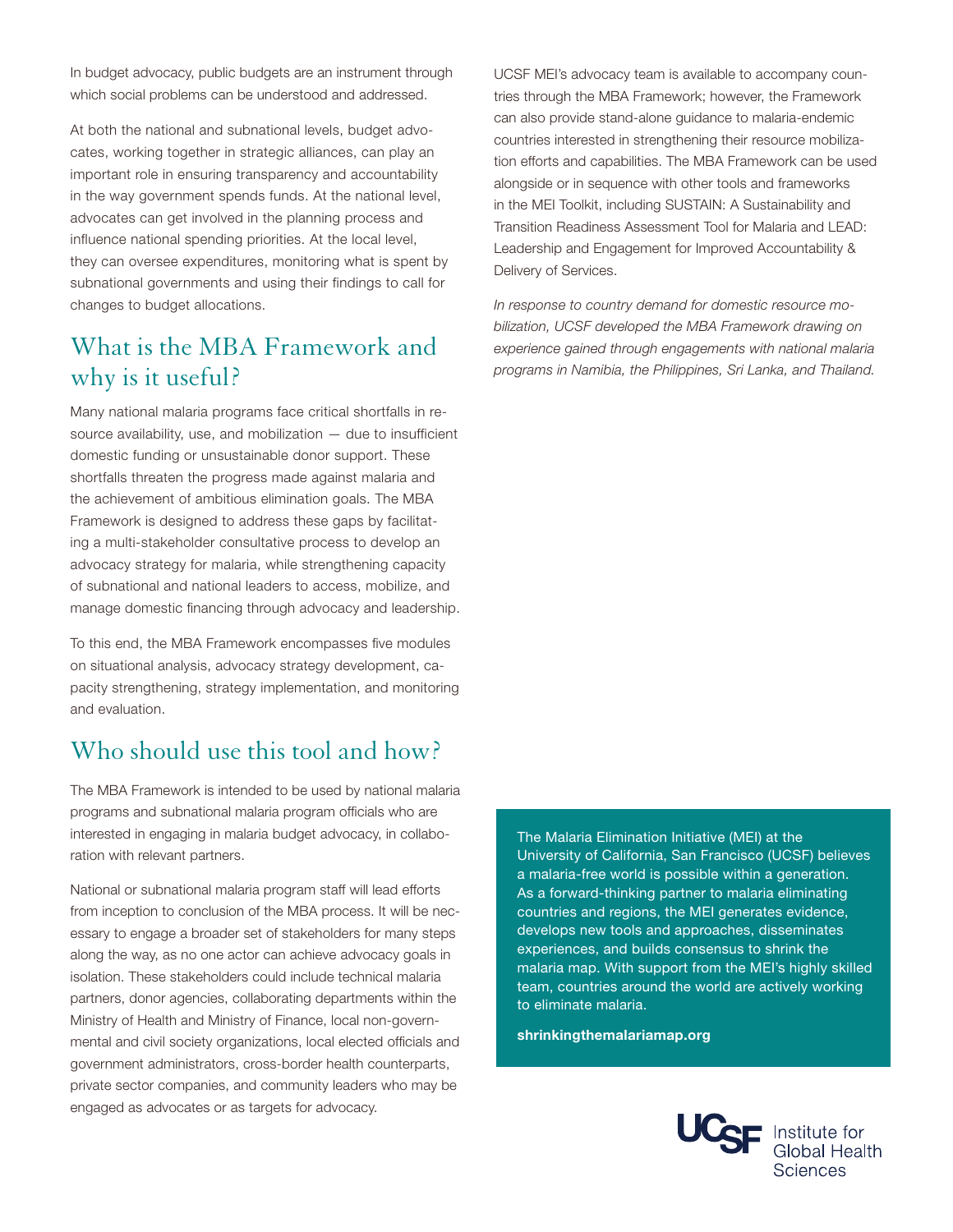In budget advocacy, public budgets are an instrument through which social problems can be understood and addressed.

At both the national and subnational levels, budget advocates, working together in strategic alliances, can play an important role in ensuring transparency and accountability in the way government spends funds. At the national level, advocates can get involved in the planning process and influence national spending priorities. At the local level, they can oversee expenditures, monitoring what is spent by subnational governments and using their findings to call for changes to budget allocations.

## What is the MBA Framework and why is it useful?

Many national malaria programs face critical shortfalls in resource availability, use, and mobilization — due to insufficient domestic funding or unsustainable donor support. These shortfalls threaten the progress made against malaria and the achievement of ambitious elimination goals. The MBA Framework is designed to address these gaps by facilitating a multi-stakeholder consultative process to develop an advocacy strategy for malaria, while strengthening capacity of subnational and national leaders to access, mobilize, and manage domestic financing through advocacy and leadership.

To this end, the MBA Framework encompasses five modules on situational analysis, advocacy strategy development, capacity strengthening, strategy implementation, and monitoring and evaluation.

## Who should use this tool and how?

The MBA Framework is intended to be used by national malaria programs and subnational malaria program officials who are interested in engaging in malaria budget advocacy, in collaboration with relevant partners.

National or subnational malaria program staff will lead efforts from inception to conclusion of the MBA process. It will be necessary to engage a broader set of stakeholders for many steps along the way, as no one actor can achieve advocacy goals in isolation. These stakeholders could include technical malaria partners, donor agencies, collaborating departments within the Ministry of Health and Ministry of Finance, local non-governmental and civil society organizations, local elected officials and government administrators, cross-border health counterparts, private sector companies, and community leaders who may be engaged as advocates or as targets for advocacy.

UCSF MEI's advocacy team is available to accompany countries through the MBA Framework; however, the Framework can also provide stand-alone guidance to malaria-endemic countries interested in strengthening their resource mobilization efforts and capabilities. The MBA Framework can be used alongside or in sequence with other tools and frameworks in the MEI Toolkit, including SUSTAIN: A Sustainability and Transition Readiness Assessment Tool for Malaria and LEAD: Leadership and Engagement for Improved Accountability & Delivery of Services.

*In response to country demand for domestic resource mobilization, UCSF developed the MBA Framework drawing on experience gained through engagements with national malaria programs in Namibia, the Philippines, Sri Lanka, and Thailand.*

The Malaria Elimination Initiative (MEI) at the University of California, San Francisco (UCSF) believes a malaria-free world is possible within a generation. As a forward-thinking partner to malaria eliminating countries and regions, the MEI generates evidence, develops new tools and approaches, disseminates experiences, and builds consensus to shrink the malaria map. With support from the MEI's highly skilled team, countries around the world are actively working to eliminate malaria.

**shrinkingthemalariamap.org**

UCSF Institute for Global Health Sciences